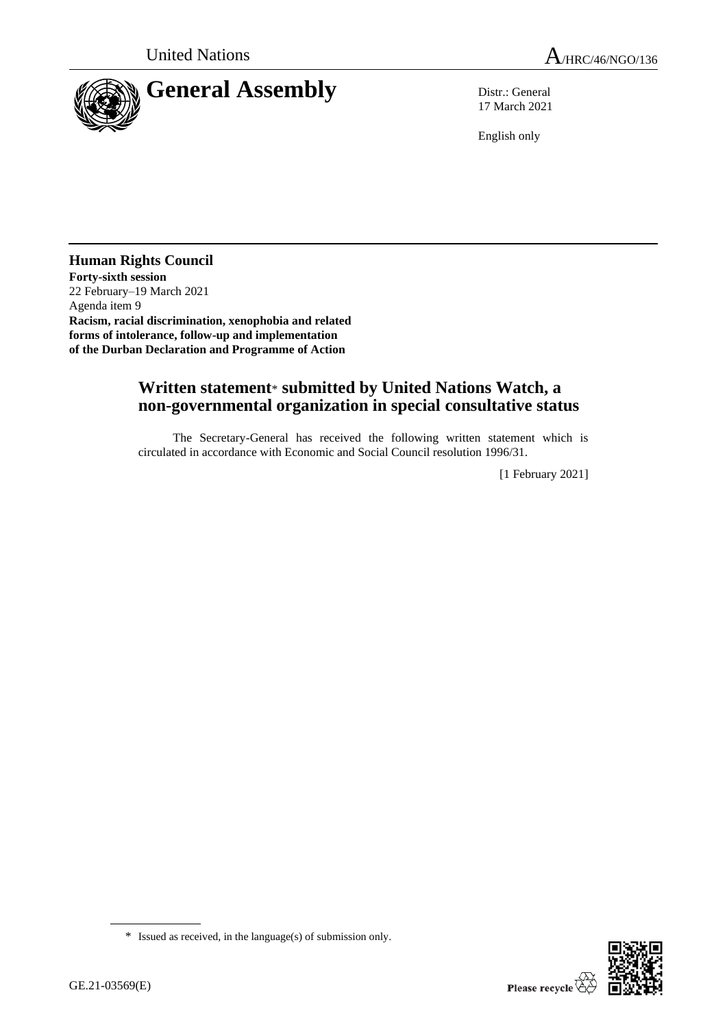United Nations

A/HRC/46/NGO/136

# General Assembly

Distr.: General
17 March 2021

English only

## Human Rights Council

**Forty-sixth session**
22 February–19 March 2021
Agenda item 9
**Racism, racial discrimination, xenophobia and related forms of intolerance, follow-up and implementation of the Durban Declaration and Programme of Action**

## Written statement* submitted by United Nations Watch, a non-governmental organization in special consultative status

The Secretary-General has received the following written statement which is circulated in accordance with Economic and Social Council resolution 1996/31.

[1 February 2021]

\* Issued as received, in the language(s) of submission only.

GE.21-03569(E)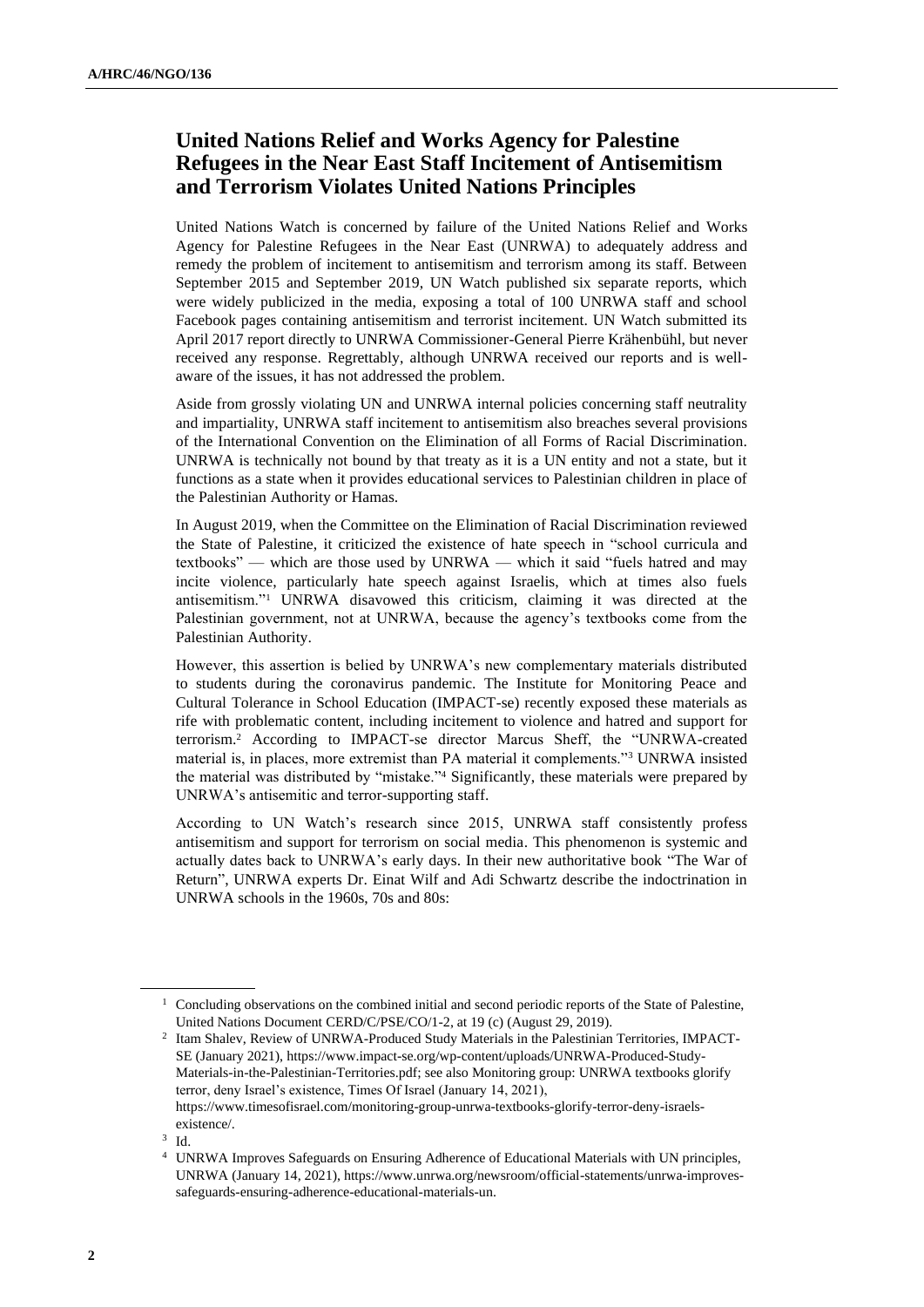## United Nations Relief and Works Agency for Palestine Refugees in the Near East Staff Incitement of Antisemitism and Terrorism Violates United Nations Principles

United Nations Watch is concerned by failure of the United Nations Relief and Works Agency for Palestine Refugees in the Near East (UNRWA) to adequately address and remedy the problem of incitement to antisemitism and terrorism among its staff. Between September 2015 and September 2019, UN Watch published six separate reports, which were widely publicized in the media, exposing a total of 100 UNRWA staff and school Facebook pages containing antisemitism and terrorist incitement. UN Watch submitted its April 2017 report directly to UNRWA Commissioner-General Pierre Krähenbühl, but never received any response. Regrettably, although UNRWA received our reports and is well-aware of the issues, it has not addressed the problem.

Aside from grossly violating UN and UNRWA internal policies concerning staff neutrality and impartiality, UNRWA staff incitement to antisemitism also breaches several provisions of the International Convention on the Elimination of all Forms of Racial Discrimination. UNRWA is technically not bound by that treaty as it is a UN entity and not a state, but it functions as a state when it provides educational services to Palestinian children in place of the Palestinian Authority or Hamas.

In August 2019, when the Committee on the Elimination of Racial Discrimination reviewed the State of Palestine, it criticized the existence of hate speech in "school curricula and textbooks" — which are those used by UNRWA — which it said "fuels hatred and may incite violence, particularly hate speech against Israelis, which at times also fuels antisemitism."[1] UNRWA disavowed this criticism, claiming it was directed at the Palestinian government, not at UNRWA, because the agency's textbooks come from the Palestinian Authority.

However, this assertion is belied by UNRWA's new complementary materials distributed to students during the coronavirus pandemic. The Institute for Monitoring Peace and Cultural Tolerance in School Education (IMPACT-se) recently exposed these materials as rife with problematic content, including incitement to violence and hatred and support for terrorism.[2] According to IMPACT-se director Marcus Sheff, the "UNRWA-created material is, in places, more extremist than PA material it complements."[3] UNRWA insisted the material was distributed by "mistake."[4] Significantly, these materials were prepared by UNRWA's antisemitic and terror-supporting staff.

According to UN Watch's research since 2015, UNRWA staff consistently profess antisemitism and support for terrorism on social media. This phenomenon is systemic and actually dates back to UNRWA's early days. In their new authoritative book "The War of Return", UNRWA experts Dr. Einat Wilf and Adi Schwartz describe the indoctrination in UNRWA schools in the 1960s, 70s and 80s:

---

[1] Concluding observations on the combined initial and second periodic reports of the State of Palestine, United Nations Document CERD/C/PSE/CO/1-2, at 19 (c) (August 29, 2019).

[2] Itam Shalev, Review of UNRWA-Produced Study Materials in the Palestinian Territories, IMPACT-SE (January 2021), https://www.impact-se.org/wp-content/uploads/UNRWA-Produced-Study-Materials-in-the-Palestinian-Territories.pdf; see also Monitoring group: UNRWA textbooks glorify terror, deny Israel's existence, Times Of Israel (January 14, 2021), https://www.timesofisrael.com/monitoring-group-unrwa-textbooks-glorify-terror-deny-israels-existence/.

[3] Id.

[4] UNRWA Improves Safeguards on Ensuring Adherence of Educational Materials with UN principles, UNRWA (January 14, 2021), https://www.unrwa.org/newsroom/official-statements/unrwa-improves-safeguards-ensuring-adherence-educational-materials-un.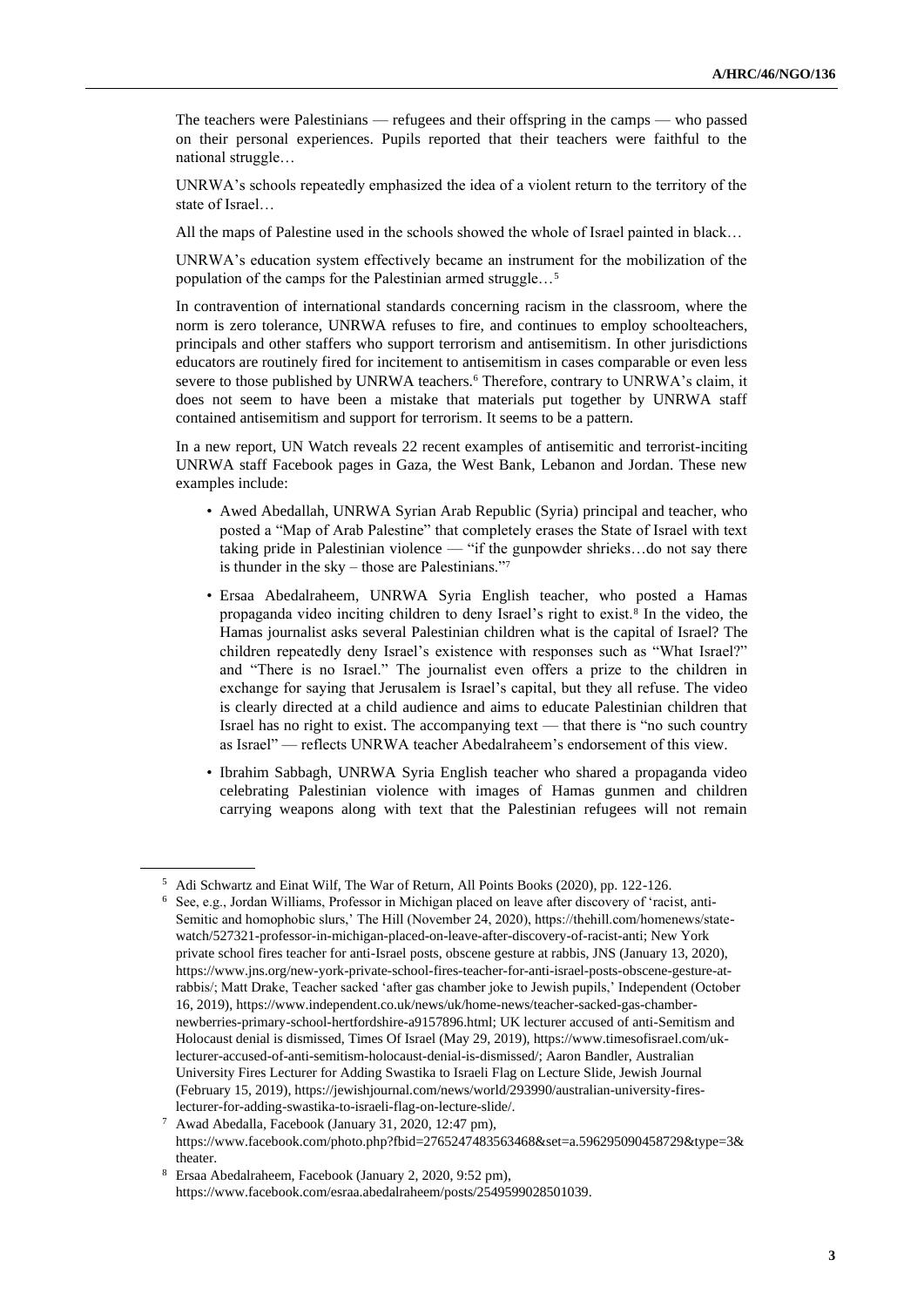The teachers were Palestinians — refugees and their offspring in the camps — who passed on their personal experiences. Pupils reported that their teachers were faithful to the national struggle…

UNRWA's schools repeatedly emphasized the idea of a violent return to the territory of the state of Israel…

All the maps of Palestine used in the schools showed the whole of Israel painted in black…

UNRWA's education system effectively became an instrument for the mobilization of the population of the camps for the Palestinian armed struggle…[5]

In contravention of international standards concerning racism in the classroom, where the norm is zero tolerance, UNRWA refuses to fire, and continues to employ schoolteachers, principals and other staffers who support terrorism and antisemitism. In other jurisdictions educators are routinely fired for incitement to antisemitism in cases comparable or even less severe to those published by UNRWA teachers.[6] Therefore, contrary to UNRWA's claim, it does not seem to have been a mistake that materials put together by UNRWA staff contained antisemitism and support for terrorism. It seems to be a pattern.

In a new report, UN Watch reveals 22 recent examples of antisemitic and terrorist-inciting UNRWA staff Facebook pages in Gaza, the West Bank, Lebanon and Jordan. These new examples include:

- Awed Abedallah, UNRWA Syrian Arab Republic (Syria) principal and teacher, who posted a "Map of Arab Palestine" that completely erases the State of Israel with text taking pride in Palestinian violence — "if the gunpowder shrieks…do not say there is thunder in the sky – those are Palestinians."[7]
- Ersaa Abedalraheem, UNRWA Syria English teacher, who posted a Hamas propaganda video inciting children to deny Israel's right to exist.[8] In the video, the Hamas journalist asks several Palestinian children what is the capital of Israel? The children repeatedly deny Israel's existence with responses such as "What Israel?" and "There is no Israel." The journalist even offers a prize to the children in exchange for saying that Jerusalem is Israel's capital, but they all refuse. The video is clearly directed at a child audience and aims to educate Palestinian children that Israel has no right to exist. The accompanying text — that there is "no such country as Israel" — reflects UNRWA teacher Abedalraheem's endorsement of this view.
- Ibrahim Sabbagh, UNRWA Syria English teacher who shared a propaganda video celebrating Palestinian violence with images of Hamas gunmen and children carrying weapons along with text that the Palestinian refugees will not remain

---

[5] Adi Schwartz and Einat Wilf, The War of Return, All Points Books (2020), pp. 122-126.

[6] See, e.g., Jordan Williams, Professor in Michigan placed on leave after discovery of 'racist, anti-Semitic and homophobic slurs,' The Hill (November 24, 2020), https://thehill.com/homenews/state-watch/527321-professor-in-michigan-placed-on-leave-after-discovery-of-racist-anti; New York private school fires teacher for anti-Israel posts, obscene gesture at rabbis, JNS (January 13, 2020), https://www.jns.org/new-york-private-school-fires-teacher-for-anti-israel-posts-obscene-gesture-at-rabbis/; Matt Drake, Teacher sacked 'after gas chamber joke to Jewish pupils,' Independent (October 16, 2019), https://www.independent.co.uk/news/uk/home-news/teacher-sacked-gas-chamber-newberries-primary-school-hertfordshire-a9157896.html; UK lecturer accused of anti-Semitism and Holocaust denial is dismissed, Times Of Israel (May 29, 2019), https://www.timesofisrael.com/uk-lecturer-accused-of-anti-semitism-holocaust-denial-is-dismissed/; Aaron Bandler, Australian University Fires Lecturer for Adding Swastika to Israeli Flag on Lecture Slide, Jewish Journal (February 15, 2019), https://jewishjournal.com/news/world/293990/australian-university-fires-lecturer-for-adding-swastika-to-israeli-flag-on-lecture-slide/.

[7] Awad Abedalla, Facebook (January 31, 2020, 12:47 pm), https://www.facebook.com/photo.php?fbid=2765247483563468&set=a.596295090458729&type=3&theater.

[8] Ersaa Abedalraheem, Facebook (January 2, 2020, 9:52 pm), https://www.facebook.com/esraa.abedalraheem/posts/2549599028501039.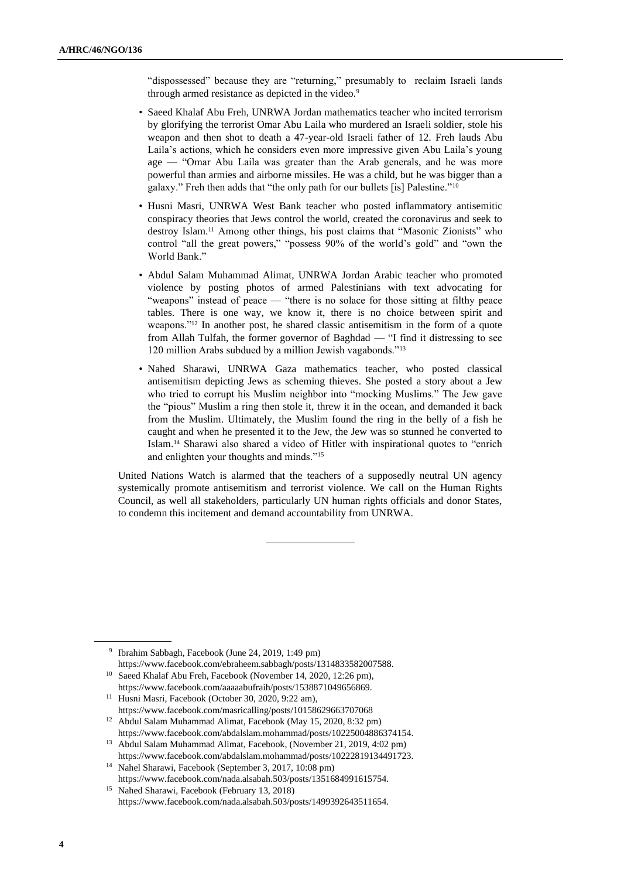"dispossessed" because they are "returning," presumably to reclaim Israeli lands through armed resistance as depicted in the video.[9]

- Saeed Khalaf Abu Freh, UNRWA Jordan mathematics teacher who incited terrorism by glorifying the terrorist Omar Abu Laila who murdered an Israeli soldier, stole his weapon and then shot to death a 47-year-old Israeli father of 12. Freh lauds Abu Laila's actions, which he considers even more impressive given Abu Laila's young age — "Omar Abu Laila was greater than the Arab generals, and he was more powerful than armies and airborne missiles. He was a child, but he was bigger than a galaxy." Freh then adds that "the only path for our bullets [is] Palestine."[10]
- Husni Masri, UNRWA West Bank teacher who posted inflammatory antisemitic conspiracy theories that Jews control the world, created the coronavirus and seek to destroy Islam.[11] Among other things, his post claims that "Masonic Zionists" who control "all the great powers," "possess 90% of the world's gold" and "own the World Bank."
- Abdul Salam Muhammad Alimat, UNRWA Jordan Arabic teacher who promoted violence by posting photos of armed Palestinians with text advocating for "weapons" instead of peace — "there is no solace for those sitting at filthy peace tables. There is one way, we know it, there is no choice between spirit and weapons."[12] In another post, he shared classic antisemitism in the form of a quote from Allah Tulfah, the former governor of Baghdad — "I find it distressing to see 120 million Arabs subdued by a million Jewish vagabonds."[13]
- Nahed Sharawi, UNRWA Gaza mathematics teacher, who posted classical antisemitism depicting Jews as scheming thieves. She posted a story about a Jew who tried to corrupt his Muslim neighbor into "mocking Muslims." The Jew gave the "pious" Muslim a ring then stole it, threw it in the ocean, and demanded it back from the Muslim. Ultimately, the Muslim found the ring in the belly of a fish he caught and when he presented it to the Jew, the Jew was so stunned he converted to Islam.[14] Sharawi also shared a video of Hitler with inspirational quotes to "enrich and enlighten your thoughts and minds."[15]

United Nations Watch is alarmed that the teachers of a supposedly neutral UN agency systemically promote antisemitism and terrorist violence. We call on the Human Rights Council, as well all stakeholders, particularly UN human rights officials and donor States, to condemn this incitement and demand accountability from UNRWA.

---

[9] Ibrahim Sabbagh, Facebook (June 24, 2019, 1:49 pm) https://www.facebook.com/ebraheem.sabbagh/posts/1314833582007588.

[10] Saeed Khalaf Abu Freh, Facebook (November 14, 2020, 12:26 pm), https://www.facebook.com/aaaaabufraih/posts/1538871049656869.

[11] Husni Masri, Facebook (October 30, 2020, 9:22 am), https://www.facebook.com/masricalling/posts/10158629663707068

[12] Abdul Salam Muhammad Alimat, Facebook (May 15, 2020, 8:32 pm) https://www.facebook.com/abdalslam.mohammad/posts/10225004886374154.

[13] Abdul Salam Muhammad Alimat, Facebook, (November 21, 2019, 4:02 pm) https://www.facebook.com/abdalslam.mohammad/posts/10222819134491723.

[14] Nahel Sharawi, Facebook (September 3, 2017, 10:08 pm) https://www.facebook.com/nada.alsabah.503/posts/1351684991615754.

[15] Nahed Sharawi, Facebook (February 13, 2018) https://www.facebook.com/nada.alsabah.503/posts/1499392643511654.